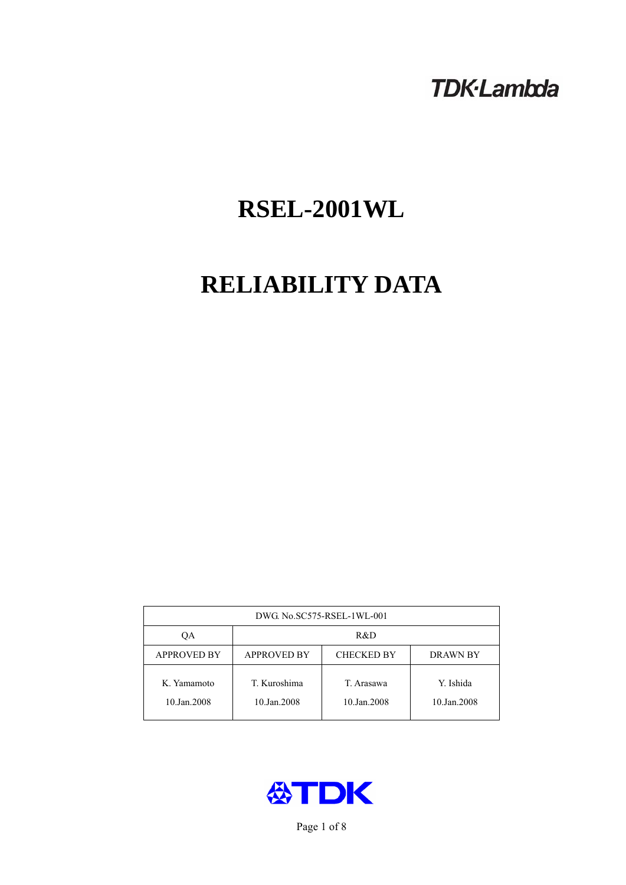TDK·Lambda

# RSEL-2001WL

# RELIABILITY DATA

| DWG. No.SC575-RSEL-1WL-001 | | | |
| --- | --- | --- | --- |
| QA | R&D | | |
| APPROVED BY | APPROVED BY | CHECKED BY | DRAWN BY |
| K. Yamamoto<br>10.Jan.2008 | T. Kuroshima<br>10.Jan.2008 | T. Arasawa<br>10.Jan.2008 | Y. Ishida<br>10.Jan.2008 |

TDK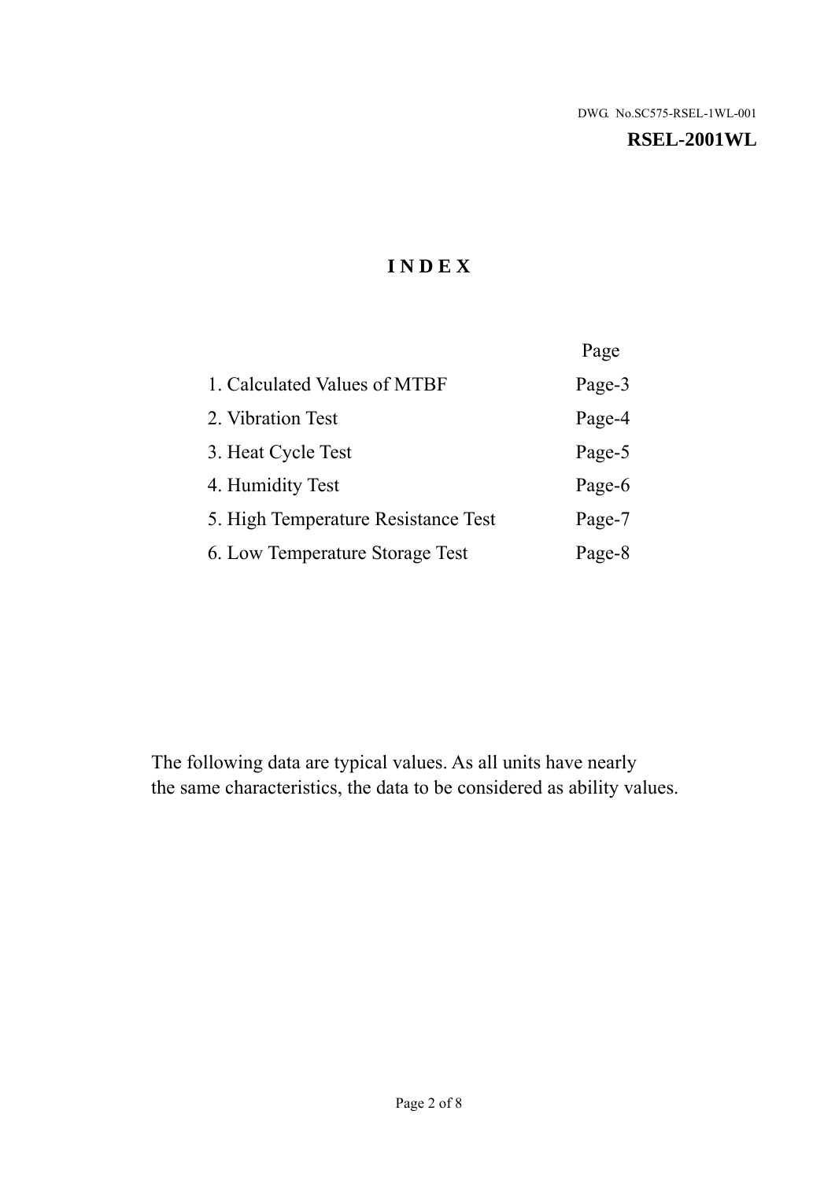DWG. No.SC575-RSEL-1WL-001

**RSEL-2001WL**

# I N D E X

| | Page |
|---|---|
| 1. Calculated Values of MTBF | Page-3 |
| 2. Vibration Test | Page-4 |
| 3. Heat Cycle Test | Page-5 |
| 4. Humidity Test | Page-6 |
| 5. High Temperature Resistance Test | Page-7 |
| 6. Low Temperature Storage Test | Page-8 |

The following data are typical values. As all units have nearly the same characteristics, the data to be considered as ability values.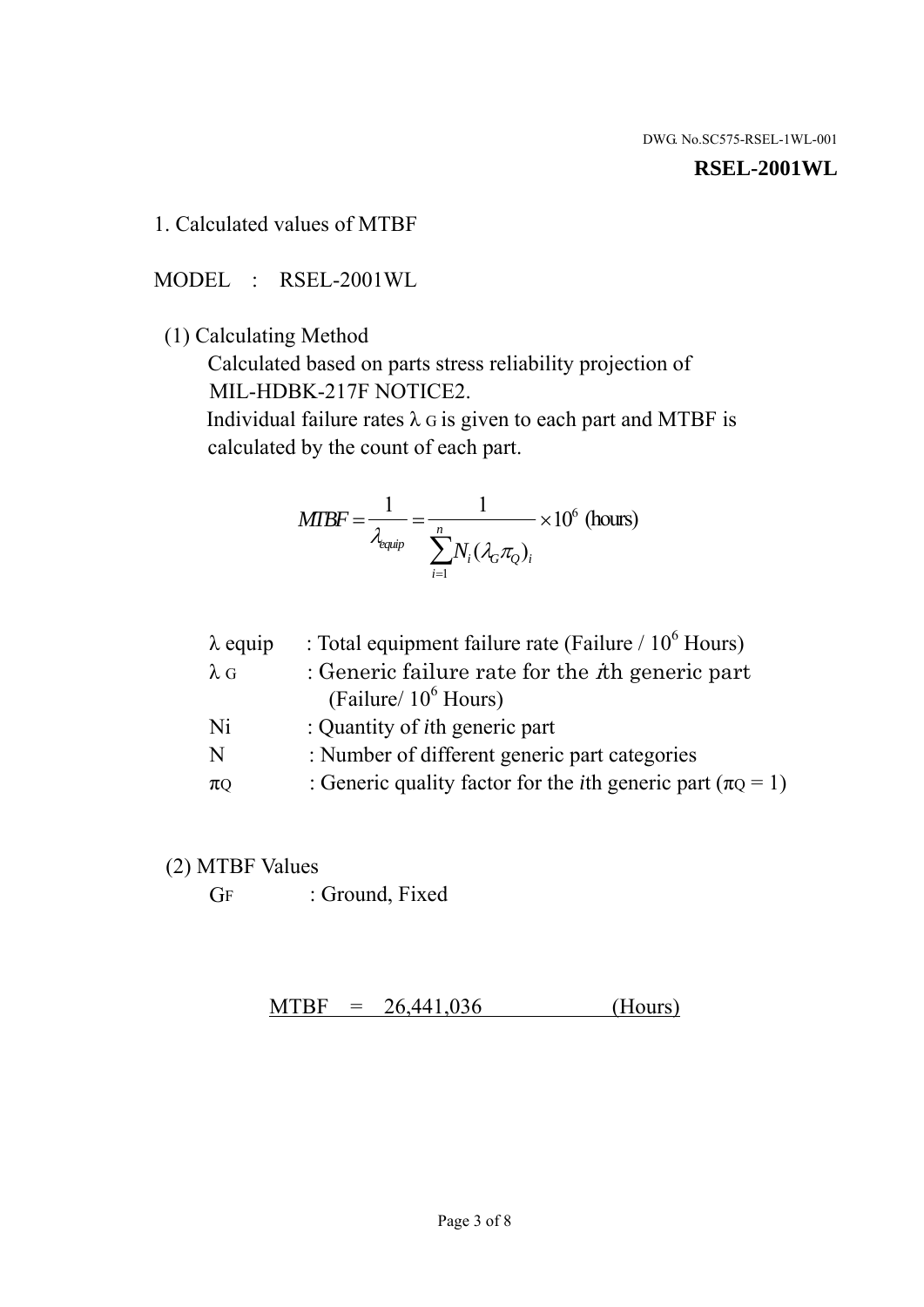DWG. No.SC575-RSEL-1WL-001

**RSEL-2001WL**

1. Calculated values of MTBF

MODEL : RSEL-2001WL

(1) Calculating Method

Calculated based on parts stress reliability projection of MIL-HDBK-217F NOTICE2.

Individual failure rates $\lambda_G$ is given to each part and MTBF is calculated by the count of each part.

$$MTBF = \frac{1}{\lambda_{equip}} = \frac{1}{\sum_{i=1}^{n} N_i (\lambda_G \pi_Q)_i} \times 10^6 \text{ (hours)}$$

| | |
|---|---|
| $\lambda$ equip | : Total equipment failure rate (Failure / $10^6$ Hours) |
| $\lambda_G$ | : Generic failure rate for the $i$th generic part (Failure/ $10^6$ Hours) |
| Ni | : Quantity of $i$th generic part |
| N | : Number of different generic part categories |
| $\pi_Q$ | : Generic quality factor for the $i$th generic part ($\pi_Q = 1$) |

(2) MTBF Values

$G_F$ : Ground, Fixed

MTBF = 26,441,036 (Hours)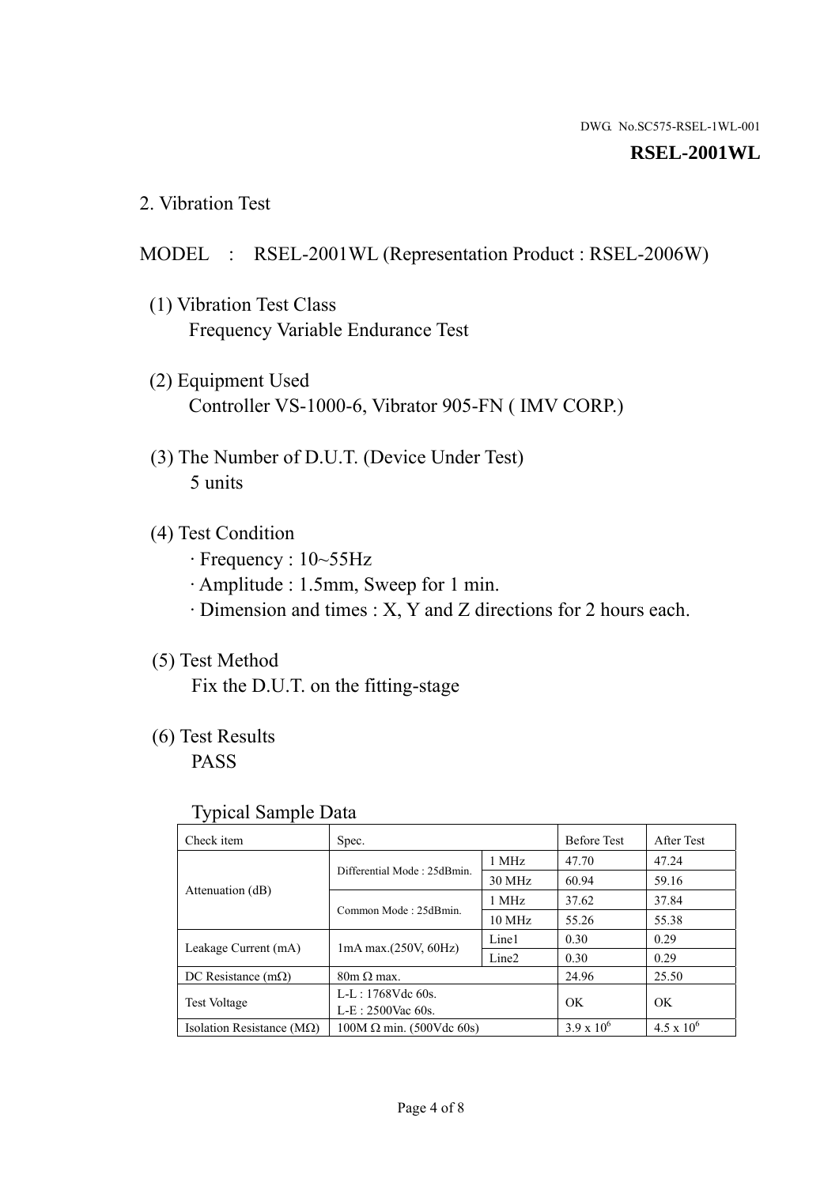DWG. No.SC575-RSEL-1WL-001

**RSEL-2001WL**

## 2. Vibration Test

MODEL : RSEL-2001WL (Representation Product : RSEL-2006W)

(1) Vibration Test Class
Frequency Variable Endurance Test

(2) Equipment Used
Controller VS-1000-6, Vibrator 905-FN ( IMV CORP.)

(3) The Number of D.U.T. (Device Under Test)
5 units

(4) Test Condition
· Frequency : 10~55Hz
· Amplitude : 1.5mm, Sweep for 1 min.
· Dimension and times : X, Y and Z directions for 2 hours each.

(5) Test Method
Fix the D.U.T. on the fitting-stage

(6) Test Results
PASS

Typical Sample Data

| Check item | Spec. | | Before Test | After Test |
|---|---|---|---|---|
| Attenuation (dB) | Differential Mode : 25dBmin. | 1 MHz | 47.70 | 47.24 |
| | | 30 MHz | 60.94 | 59.16 |
| | Common Mode : 25dBmin. | 1 MHz | 37.62 | 37.84 |
| | | 10 MHz | 55.26 | 55.38 |
| Leakage Current (mA) | 1mA max.(250V, 60Hz) | Line1 | 0.30 | 0.29 |
| | | Line2 | 0.30 | 0.29 |
| DC Resistance (mΩ) | 80m Ω max. | | 24.96 | 25.50 |
| Test Voltage | L-L : 1768Vdc 60s.<br>L-E : 2500Vac 60s. | | OK | OK |
| Isolation Resistance (MΩ) | 100M Ω min. (500Vdc 60s) | | $3.9 \times 10^6$ | $4.5 \times 10^6$ |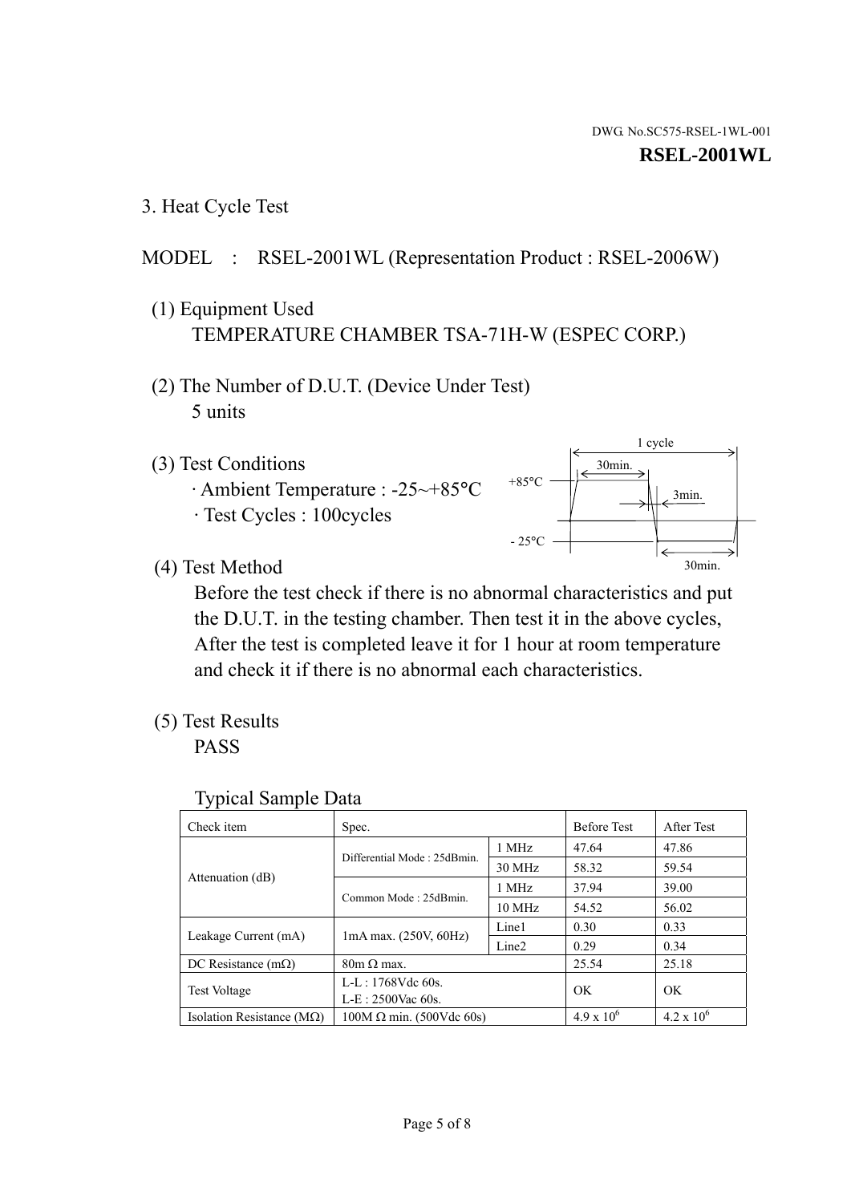DWG. No.SC575-RSEL-1WL-001

**RSEL-2001WL**

## 3. Heat Cycle Test

MODEL : RSEL-2001WL (Representation Product : RSEL-2006W)

(1) Equipment Used
TEMPERATURE CHAMBER TSA-71H-W (ESPEC CORP.)

(2) The Number of D.U.T. (Device Under Test)
5 units

(3) Test Conditions
· Ambient Temperature : -25~+85°C
· Test Cycles : 100cycles

1 cycle
30min.
+85°C
3min.
- 25°C
30min.

(4) Test Method
Before the test check if there is no abnormal characteristics and put the D.U.T. in the testing chamber. Then test it in the above cycles, After the test is completed leave it for 1 hour at room temperature and check it if there is no abnormal each characteristics.

(5) Test Results
PASS

Typical Sample Data

| Check item | Spec. | | Before Test | After Test |
|---|---|---|---|---|
| Attenuation (dB) | Differential Mode : 25dBmin. | 1 MHz | 47.64 | 47.86 |
| | | 30 MHz | 58.32 | 59.54 |
| | Common Mode : 25dBmin. | 1 MHz | 37.94 | 39.00 |
| | | 10 MHz | 54.52 | 56.02 |
| Leakage Current (mA) | 1mA max. (250V, 60Hz) | Line1 | 0.30 | 0.33 |
| | | Line2 | 0.29 | 0.34 |
| DC Resistance (mΩ) | 80m Ω max. | | 25.54 | 25.18 |
| Test Voltage | L-L : 1768Vdc 60s.<br>L-E : 2500Vac 60s. | | OK | OK |
| Isolation Resistance (MΩ) | 100M Ω min. (500Vdc 60s) | | $4.9 \times 10^6$ | $4.2 \times 10^6$ |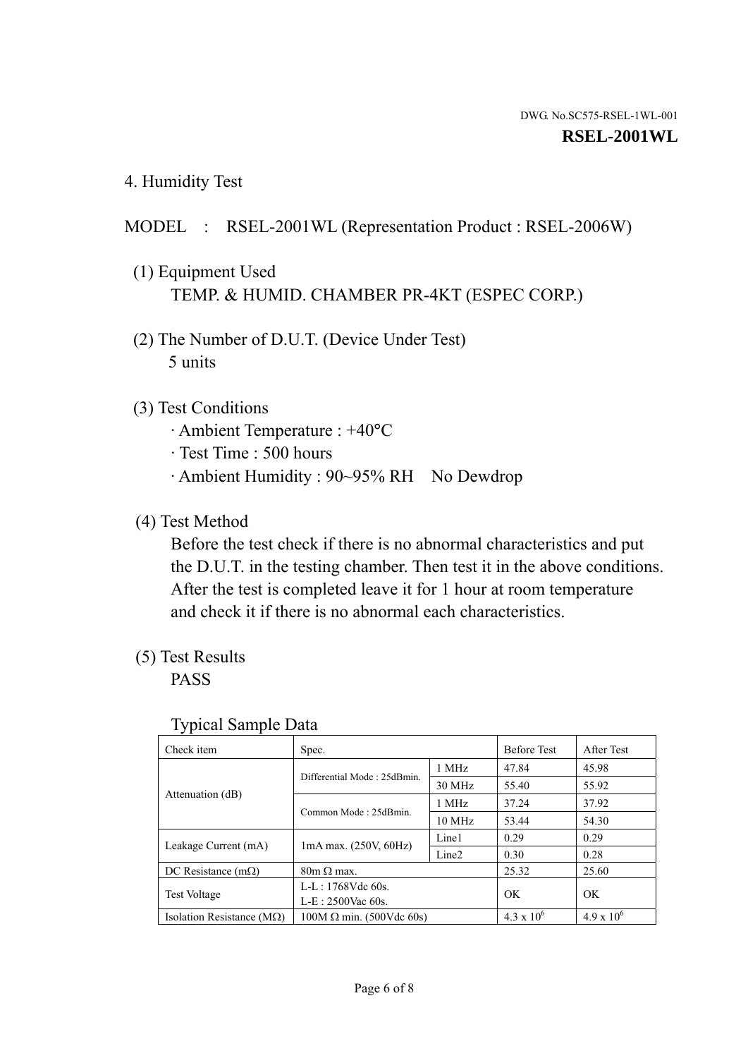DWG. No.SC575-RSEL-1WL-001

**RSEL-2001WL**

## 4. Humidity Test

MODEL : RSEL-2001WL (Representation Product : RSEL-2006W)

(1) Equipment Used

TEMP. & HUMID. CHAMBER PR-4KT (ESPEC CORP.)

(2) The Number of D.U.T. (Device Under Test)

5 units

(3) Test Conditions

· Ambient Temperature : +40°C

· Test Time : 500 hours

· Ambient Humidity : 90~95% RH No Dewdrop

(4) Test Method

Before the test check if there is no abnormal characteristics and put the D.U.T. in the testing chamber. Then test it in the above conditions. After the test is completed leave it for 1 hour at room temperature and check it if there is no abnormal each characteristics.

(5) Test Results

PASS

Typical Sample Data

| Check item | Spec. | | Before Test | After Test |
|---|---|---|---|---|
| Attenuation (dB) | Differential Mode : 25dBmin. | 1 MHz | 47.84 | 45.98 |
| | | 30 MHz | 55.40 | 55.92 |
| | Common Mode : 25dBmin. | 1 MHz | 37.24 | 37.92 |
| | | 10 MHz | 53.44 | 54.30 |
| Leakage Current (mA) | 1mA max. (250V, 60Hz) | Line1 | 0.29 | 0.29 |
| | | Line2 | 0.30 | 0.28 |
| DC Resistance (mΩ) | 80m Ω max. | | 25.32 | 25.60 |
| Test Voltage | L-L : 1768Vdc 60s.<br>L-E : 2500Vac 60s. | | OK | OK |
| Isolation Resistance (MΩ) | 100M Ω min. (500Vdc 60s) | | $4.3 \times 10^6$ | $4.9 \times 10^6$ |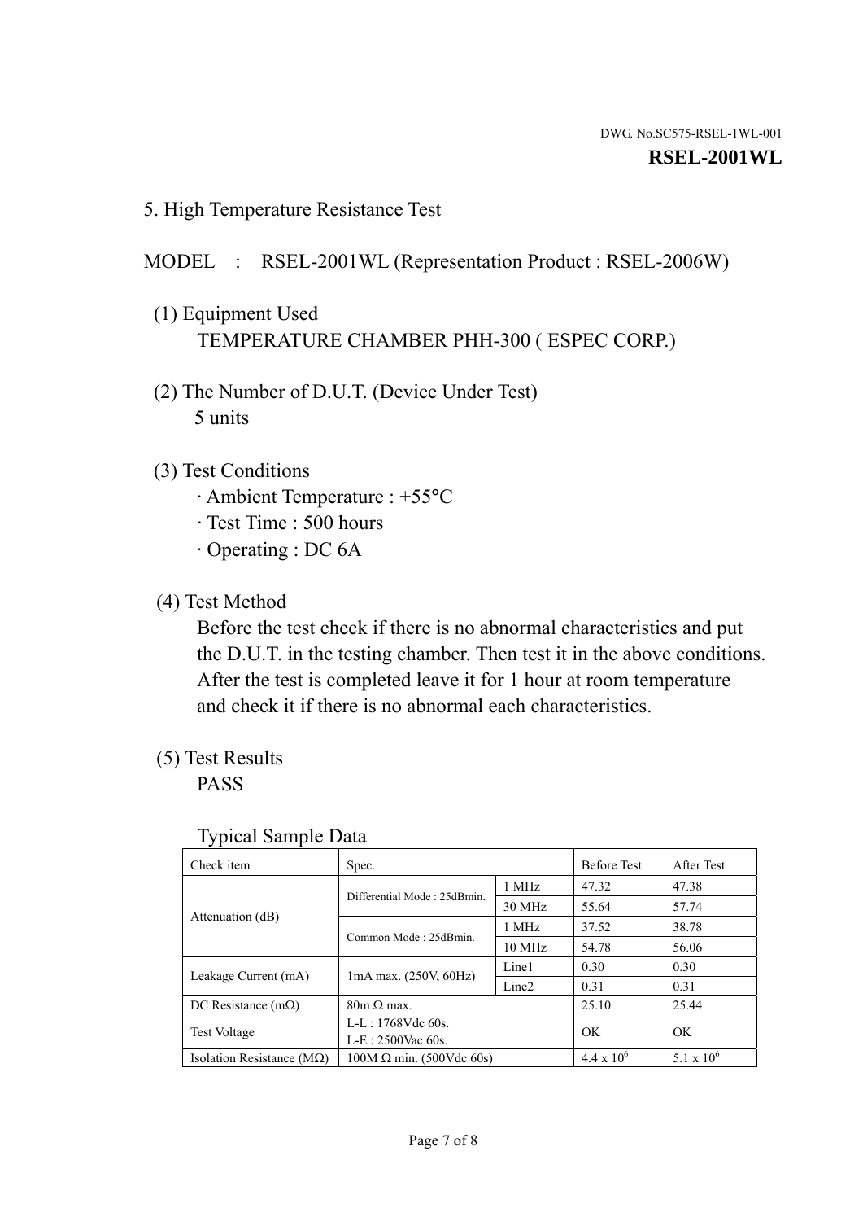DWG. No.SC575-RSEL-1WL-001

**RSEL-2001WL**

## 5. High Temperature Resistance Test

MODEL : RSEL-2001WL (Representation Product : RSEL-2006W)

(1) Equipment Used
TEMPERATURE CHAMBER PHH-300 ( ESPEC CORP.)

(2) The Number of D.U.T. (Device Under Test)
5 units

(3) Test Conditions
· Ambient Temperature : +55°C
· Test Time : 500 hours
· Operating : DC 6A

(4) Test Method
Before the test check if there is no abnormal characteristics and put the D.U.T. in the testing chamber. Then test it in the above conditions. After the test is completed leave it for 1 hour at room temperature and check it if there is no abnormal each characteristics.

(5) Test Results
PASS

Typical Sample Data

| Check item | Spec. | | Before Test | After Test |
|---|---|---|---|---|
| Attenuation (dB) | Differential Mode : 25dBmin. | 1 MHz | 47.32 | 47.38 |
| | | 30 MHz | 55.64 | 57.74 |
| | Common Mode : 25dBmin. | 1 MHz | 37.52 | 38.78 |
| | | 10 MHz | 54.78 | 56.06 |
| Leakage Current (mA) | 1mA max. (250V, 60Hz) | Line1 | 0.30 | 0.30 |
| | | Line2 | 0.31 | 0.31 |
| DC Resistance (mΩ) | 80m Ω max. | | 25.10 | 25.44 |
| Test Voltage | L-L : 1768Vdc 60s.<br>L-E : 2500Vac 60s. | | OK | OK |
| Isolation Resistance (MΩ) | 100M Ω min. (500Vdc 60s) | | $4.4 \times 10^6$ | $5.1 \times 10^6$ |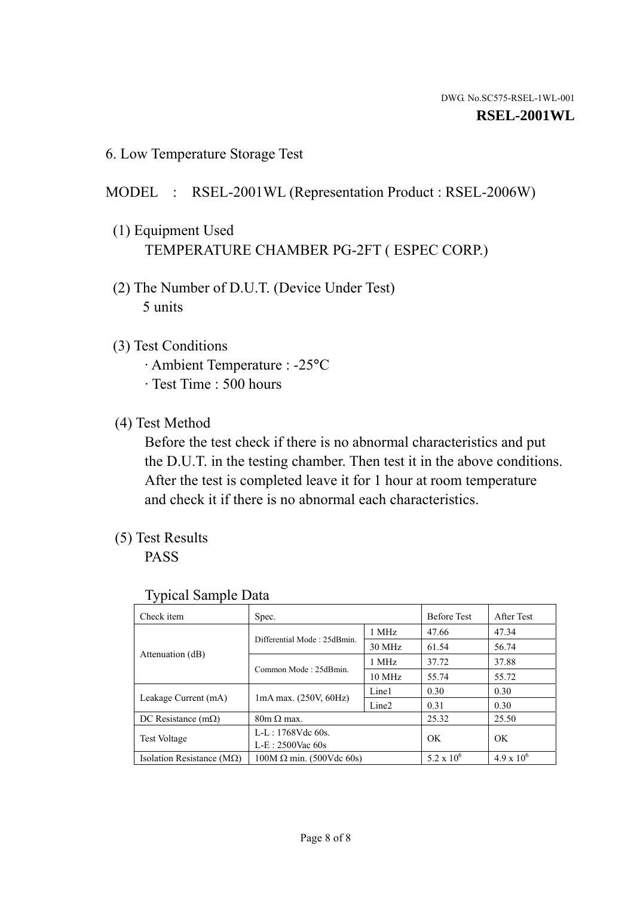DWG. No.SC575-RSEL-1WL-001

**RSEL-2001WL**

## 6. Low Temperature Storage Test

MODEL : RSEL-2001WL (Representation Product : RSEL-2006W)

(1) Equipment Used

TEMPERATURE CHAMBER PG-2FT ( ESPEC CORP.)

(2) The Number of D.U.T. (Device Under Test)

5 units

(3) Test Conditions

· Ambient Temperature : -25°C

· Test Time : 500 hours

(4) Test Method

Before the test check if there is no abnormal characteristics and put the D.U.T. in the testing chamber. Then test it in the above conditions. After the test is completed leave it for 1 hour at room temperature and check it if there is no abnormal each characteristics.

(5) Test Results

PASS

Typical Sample Data

| Check item | Spec. | | Before Test | After Test |
|---|---|---|---|---|
| Attenuation (dB) | Differential Mode : 25dBmin. | 1 MHz | 47.66 | 47.34 |
| | | 30 MHz | 61.54 | 56.74 |
| | Common Mode : 25dBmin. | 1 MHz | 37.72 | 37.88 |
| | | 10 MHz | 55.74 | 55.72 |
| Leakage Current (mA) | 1mA max. (250V, 60Hz) | Line1 | 0.30 | 0.30 |
| | | Line2 | 0.31 | 0.30 |
| DC Resistance (mΩ) | 80m Ω max. | | 25.32 | 25.50 |
| Test Voltage | L-L : 1768Vdc 60s. L-E : 2500Vac 60s | | OK | OK |
| Isolation Resistance (MΩ) | 100M Ω min. (500Vdc 60s) | | $5.2 \times 10^6$ | $4.9 \times 10^6$ |